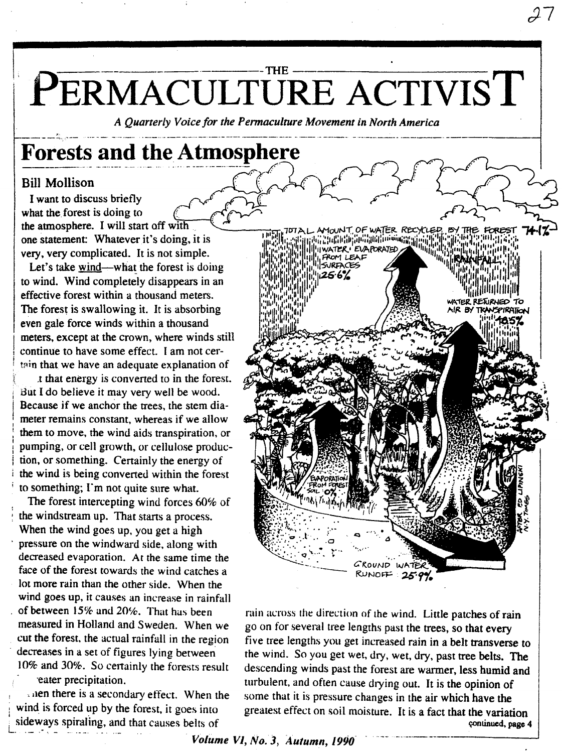# THE PERMACULTURE ACTIVIST

*A Quarterly Voice for the Permaculture Movement in North America*

## Forests and the Atmosphere

### Bill Mollison

I want to discuss briefly what the forest is doing to the atmosphere. I will start off with one statement: Whatever it's doing, it is very, very complicated. It is not simple.

Let's take wind—what the forest is doing to wind. Wind completely disappears in an effective forest within a thousand meters. The forest is swallowing it. It is absorbing even gale force winds within a thousand meters, except at the crown, where winds still continue to have some effect. I am not certain that we have an adequate explanation of .t that energy is converted to in the forest. But I do believe it may very well be wood. Because if we anchor the trees, the stem diameter remains constant, whereas if we allow them to move, the wind aids transpiration, or pumping, or cell growth, or cellulose production, or something. Certainly the energy of the wind is being converted within the forest to something; I'm not quite sure what.

The forest intercepting wind forces 60% of the windstream up. That starts a process. When the wind goes up, you get a high pressure on the windward side, along with decreased evaporation. At the same time the face of the forest towards the wind catches a lot more rain than the other side. When the wind goes up, it causes an increase in rainfall of between 15% and 20%. That has been measured in Holland and Sweden. When we cut the forest, the actual rainfall in the region decreases in a set of figures lying between 10% and 30%. So certainly the forests result ·eater precipitation.

.nen there is a secondary effect. When the wind is forced up by the forest, it goes into sideways spiraling, and that causes belts of rain across the direction of the wind. Little patches of rain go on for several tree lengths past the trees, so that every five tree lengths you get increased rain in a belt transverse to the wind. So you get wet, dry, wet, dry, past tree belts. The descending winds past the forest are warmer, less humid and turbulent, and often cause drying out. It is the opinion of some that it is pressure changes in the air which have the greatest effect on soil moisture. It is a fact that the variation

continued, page 4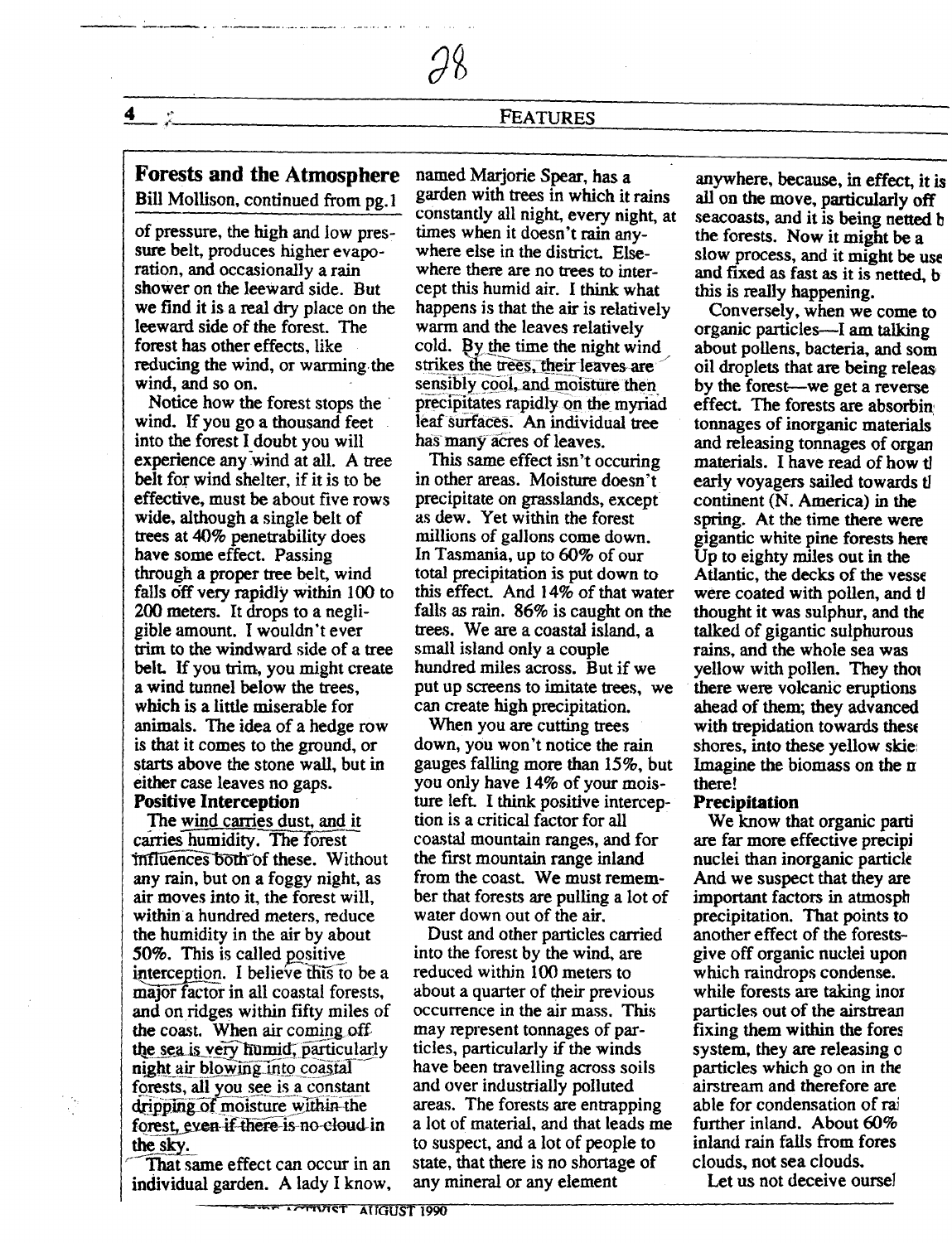## Forests and the Atmosphere

Bill Mollison, continued from pg.1

of pressure, the high and low pressure belt, produces higher evaporation, and occasionally a rain shower on the leeward side. But we find it is a real dry place on the leeward side of the forest. The forest has other effects, like reducing the wind, or warming the wind, and so on.

Notice how the forest stops the wind. If you go a thousand feet into the forest I doubt you will experience any wind at all. A tree belt for wind shelter, if it is to be effective, must be about five rows wide, although a single belt of trees at 40% penetrability does have some effect. Passing through a proper tree belt, wind falls off very rapidly within 100 to 200 meters. It drops to a negligible amount. I wouldn't ever trim to the windward side of a tree belt. If you trim, you might create a wind tunnel below the trees, which is a little miserable for animals. The idea of a hedge row is that it comes to the ground, or starts above the stone wall, but in either case leaves no gaps.

**Positive Interception**

The wind carries dust, and it carries humidity. The forest influences both of these. Without any rain, but on a foggy night, as air moves into it, the forest will, within a hundred meters, reduce the humidity in the air by about 50%. This is called positive interception. I believe this to be a major factor in all coastal forests, and on ridges within fifty miles of the coast. When air coming off the sea is very humid, particularly night air blowing into coastal forests, all you see is a constant dripping of moisture within the forest, even if there is no cloud in the sky.

That same effect can occur in an individual garden. A lady I know, named Marjorie Spear, has a garden with trees in which it rains constantly all night, every night, at times when it doesn't rain anywhere else in the district. Elsewhere there are no trees to intercept this humid air. I think what happens is that the air is relatively warm and the leaves relatively cold. By the time the night wind strikes the trees, their leaves are sensibly cool, and moisture then precipitates rapidly on the myriad leaf surfaces. An individual tree has many acres of leaves.

This same effect isn't occuring in other areas. Moisture doesn't precipitate on grasslands, except as dew. Yet within the forest millions of gallons come down. In Tasmania, up to 60% of our total precipitation is put down to this effect. And 14% of that water falls as rain. 86% is caught on the trees. We are a coastal island, a small island only a couple hundred miles across. But if we put up screens to imitate trees, we can create high precipitation.

When you are cutting trees down, you won't notice the rain gauges falling more than 15%, but you only have 14% of your moisture left. I think positive interception is a critical factor for all coastal mountain ranges, and for the first mountain range inland from the coast. We must remember that forests are pulling a lot of water down out of the air.

Dust and other particles carried into the forest by the wind, are reduced within 100 meters to about a quarter of their previous occurrence in the air mass. This may represent tonnages of particles, particularly if the winds have been travelling across soils and over industrially polluted areas. The forests are entrapping a lot of material, and that leads me to suspect, and a lot of people to state, that there is no shortage of any mineral or any element anywhere, because, in effect, it is all on the move, particularly off seacoasts, and it is being netted b[y] the forests. Now it might be a slow process, and it might be use[d] and fixed as fast as it is netted, b[ut] this is really happening.

Conversely, when we come to organic particles—I am talking about pollens, bacteria, and som[e] oil droplets that are being releas[ed] by the forest—we get a reverse effect. The forests are absorbin[g] tonnages of inorganic materials and releasing tonnages of organ[ic] materials. I have read of how t[he] early voyagers sailed towards t[he] continent (N. America) in the spring. At the time there were gigantic white pine forests here. Up to eighty miles out in the Atlantic, the decks of the vess[els] were coated with pollen, and t[hey] thought it was sulphur, and the[y] talked of gigantic sulphurous rains, and the whole sea was yellow with pollen. They thou[ght] there were volcanic eruptions ahead of them; they advanced with trepidation towards these shores, into these yellow skie[s]. Imagine the biomass on the m[ove] there!

**Precipitation**

We know that organic parti[cles] are far more effective precipi[tation] nuclei than inorganic particle[s]. And we suspect that they are important factors in atmosph[eric] precipitation. That points to another effect of the forests– give off organic nuclei upon which raindrops condense. while forests are taking inor[ganic] particles out of the airstrean[m] fixing them within the fores[t] system, they are releasing o[rganic] particles which go on in the airstream and therefore are [avail]able for condensation of rai[n] further inland. About 60% inland rain falls from fores[t] clouds, not sea clouds.

Let us not deceive oursel[ves]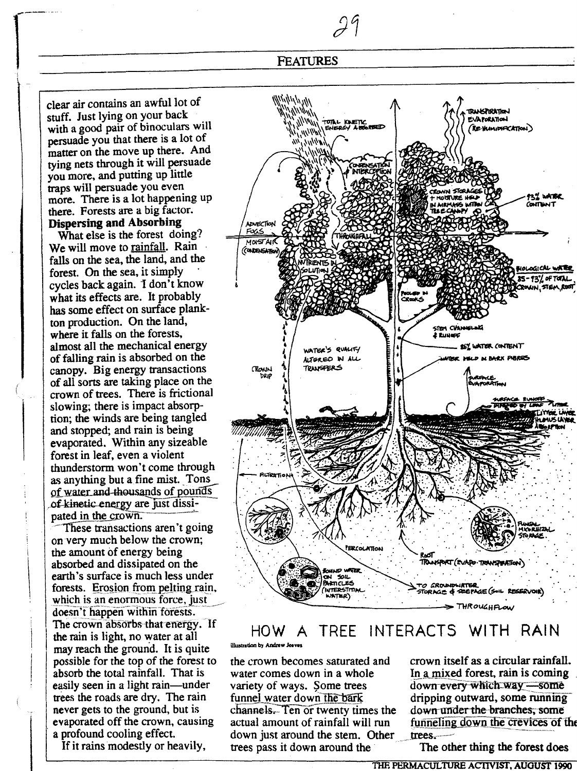clear air contains an awful lot of stuff. Just lying on your back with a good pair of binoculars will persuade you that there is a lot of matter on the move up there. And tying nets through it will persuade you more, and putting up little traps will persuade you even more. There is a lot happening up there. Forests are a big factor.

**Dispersing and Absorbing**

What else is the forest doing? We will move to rainfall. Rain falls on the sea, the land, and the forest. On the sea, it simply cycles back again. I don't know what its effects are. It probably has some effect on surface plankton production. On the land, where it falls on the forests, almost all the mechanical energy of falling rain is absorbed on the canopy. Big energy transactions of all sorts are taking place on the crown of trees. There is frictional slowing; there is impact absorption; the winds are being tangled and stopped; and rain is being evaporated. Within any sizeable forest in leaf, even a violent thunderstorm won't come through as anything but a fine mist. Tons of water and thousands of pounds of kinetic energy are just dissipated in the crown.

These transactions aren't going on very much below the crown; the amount of energy being absorbed and dissipated on the earth's surface is much less under forests. Erosion from pelting rain, which is an enormous force, just doesn't happen within forests. The crown absorbs that energy. If the rain is light, no water at all may reach the ground. It is quite possible for the top of the forest to absorb the total rainfall. That is easily seen in a light rain—under trees the roads are dry. The rain never gets to the ground, but is evaporated off the crown, causing a profound cooling effect.

HOW A TREE INTERACTS WITH RAIN

illustration by Andrew Jeeves

If it rains modestly or heavily, the crown becomes saturated and water comes down in a whole variety of ways. Some trees funnel water down the bark channels. Ten or twenty times the actual amount of rainfall will run down just around the stem. Other trees pass it down around the crown itself as a circular rainfall. In a mixed forest, rain is coming down every which way—some dripping outward, some running down under the branches, some funneling down the crevices of the trees.

The other thing the forest does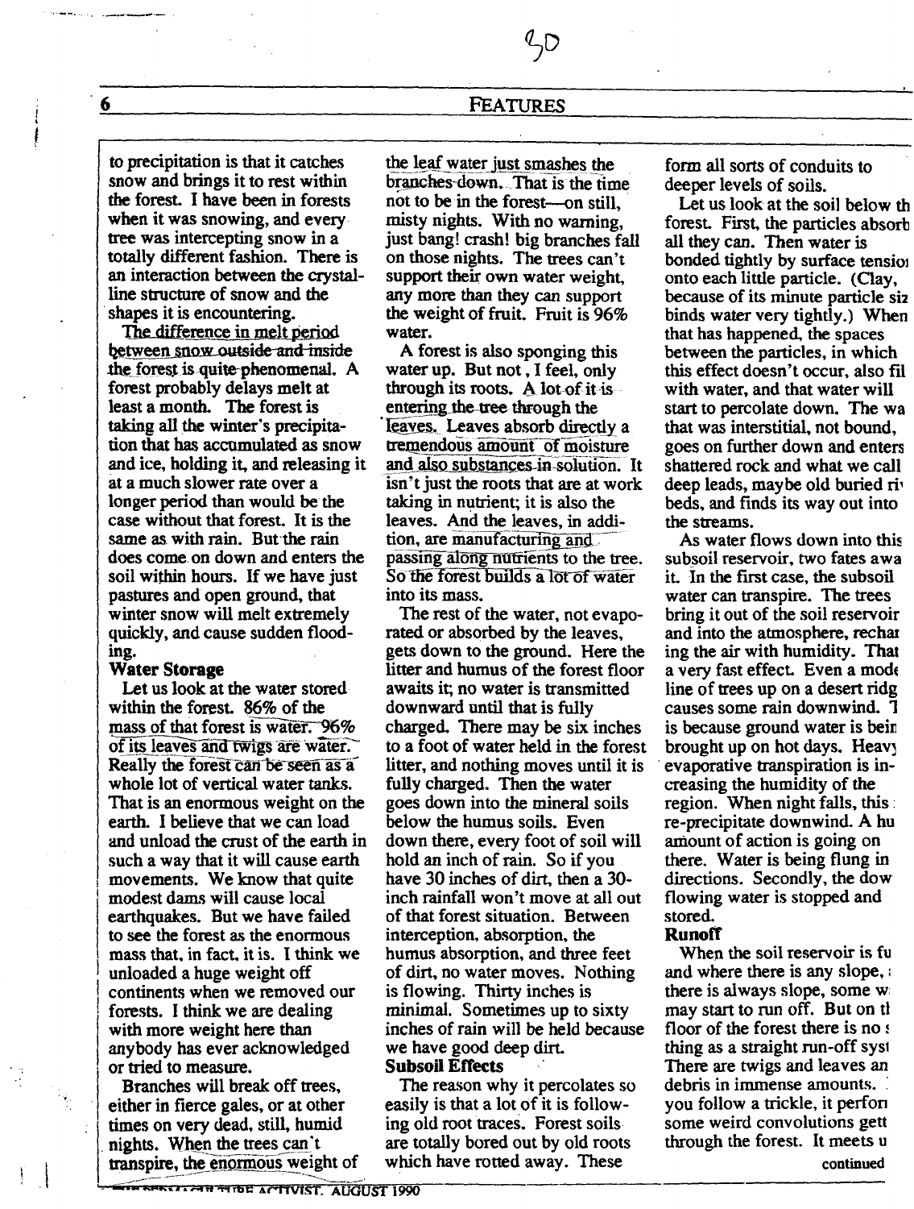to precipitation is that it catches snow and brings it to rest within the forest. I have been in forests when it was snowing, and every tree was intercepting snow in a totally different fashion. There is an interaction between the crystalline structure of snow and the shapes it is encountering.

The difference in melt period between snow outside and inside the forest is quite phenomenal. A forest probably delays melt at least a month. The forest is taking all the winter's precipitation that has accumulated as snow and ice, holding it, and releasing it at a much slower rate over a longer period than would be the case without that forest. It is the same as with rain. But the rain does come on down and enters the soil within hours. If we have just pastures and open ground, that winter snow will melt extremely quickly, and cause sudden flooding.

**Water Storage**

Let us look at the water stored within the forest. 86% of the mass of that forest is water. 96% of its leaves and twigs are water. Really the forest can be seen as a whole lot of vertical water tanks. That is an enormous weight on the earth. I believe that we can load and unload the crust of the earth in such a way that it will cause earth movements. We know that quite modest dams will cause local earthquakes. But we have failed to see the forest as the enormous mass that, in fact, it is. I think we unloaded a huge weight off continents when we removed our forests. I think we are dealing with more weight here than anybody has ever acknowledged or tried to measure.

Branches will break off trees, either in fierce gales, or at other times on very dead, still, humid nights. When the trees can't transpire, the enormous weight of the leaf water just smashes the branches down. That is the time not to be in the forest—on still, misty nights. With no warning, just bang! crash! big branches fall on those nights. The trees can't support their own water weight, any more than they can support the weight of fruit. Fruit is 96% water.

A forest is also sponging this water up. But not, I feel, only through its roots. A lot of it is entering the tree through the leaves. Leaves absorb directly a tremendous amount of moisture and also substances in solution. It isn't just the roots that are at work taking in nutrient; it is also the leaves. And the leaves, in addition, are manufacturing and passing along nutrients to the tree. So the forest builds a lot of water into its mass.

The rest of the water, not evaporated or absorbed by the leaves, gets down to the ground. Here the litter and humus of the forest floor awaits it; no water is transmitted downward until that is fully charged. There may be six inches to a foot of water held in the forest litter, and nothing moves until it is fully charged. Then the water goes down into the mineral soils below the humus soils. Even down there, every foot of soil will hold an inch of rain. So if you have 30 inches of dirt, then a 30-inch rainfall won't move at all out of that forest situation. Between interception, absorption, the humus absorption, and three feet of dirt, no water moves. Nothing is flowing. Thirty inches is minimal. Sometimes up to sixty inches of rain will be held because we have good deep dirt.

**Subsoil Effects**

The reason why it percolates so easily is that a lot of it is following old root traces. Forest soils are totally bored out by old roots which have rotted away. These form all sorts of conduits to deeper levels of soils.

Let us look at the soil below th forest. First, the particles absorb all they can. Then water is bonded tightly by surface tensio onto each little particle. (Clay, because of its minute particle siz binds water very tightly.) When that has happened, the spaces between the particles, in which this effect doesn't occur, also fil with water, and that water will start to percolate down. The wa that was interstitial, not bound, goes on further down and enters shattered rock and what we call deep leads, maybe old buried ri beds, and finds its way out into the streams.

As water flows down into this subsoil reservoir, two fates awa it. In the first case, the subsoil water can transpire. The trees bring it out of the soil reservoir and into the atmosphere, rechar ing the air with humidity. That a very fast effect. Even a mode line of trees up on a desert ridg causes some rain downwind. T is because ground water is bein brought up on hot days. Heavy evaporative transpiration is increasing the humidity of the region. When night falls, this re-precipitate downwind. A hu amount of action is going on there. Water is being flung in directions. Secondly, the dow flowing water is stopped and stored.

**Runoff**

When the soil reservoir is fu and where there is any slope, there is always slope, some w may start to run off. But on th floor of the forest there is no s thing as a straight run-off syst There are twigs and leaves an debris in immense amounts. you follow a trickle, it perfor some weird convolutions gett through the forest. It meets u

continued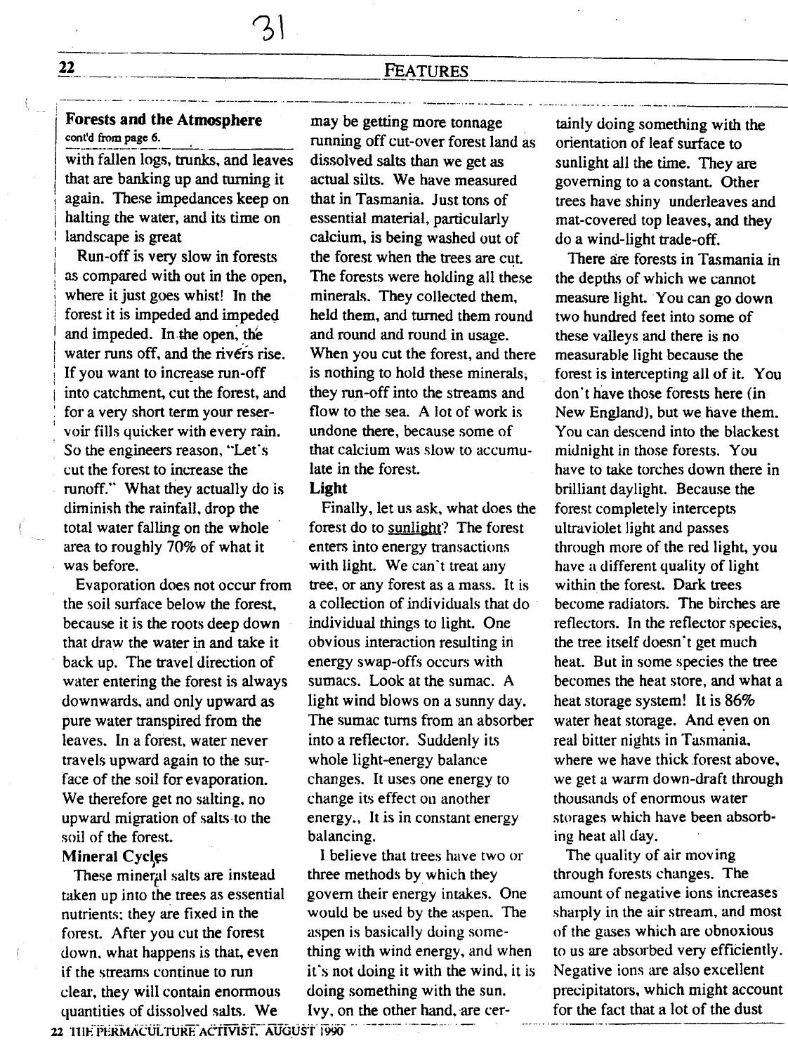## Forests and the Atmosphere

cont'd from page 6.

with fallen logs, trunks, and leaves that are banking up and turning it again. These impedances keep on halting the water, and its time on landscape is great

Run-off is very slow in forests as compared with out in the open, where it just goes whist! In the forest it is impeded and impeded and impeded. In the open, the water runs off, and the rivers rise. If you want to increase run-off into catchment, cut the forest, and for a very short term your reservoir fills quicker with every rain. So the engineers reason, "Let's cut the forest to increase the runoff." What they actually do is diminish the rainfall, drop the total water falling on the whole area to roughly 70% of what it was before.

Evaporation does not occur from the soil surface below the forest, because it is the roots deep down that draw the water in and take it back up. The travel direction of water entering the forest is always downwards, and only upward as pure water transpired from the leaves. In a forest, water never travels upward again to the surface of the soil for evaporation. We therefore get no salting, no upward migration of salts to the soil of the forest.

### Mineral Cycles

These mineral salts are instead taken up into the trees as essential nutrients; they are fixed in the forest. After you cut the forest down, what happens is that, even if the streams continue to run clear, they will contain enormous quantities of dissolved salts. We may be getting more tonnage running off cut-over forest land as dissolved salts than we get as actual silts. We have measured that in Tasmania. Just tons of essential material, particularly calcium, is being washed out of the forest when the trees are cut. The forests were holding all these minerals. They collected them, held them, and turned them round and round and round in usage. When you cut the forest, and there is nothing to hold these minerals, they run-off into the streams and flow to the sea. A lot of work is undone there, because some of that calcium was slow to accumulate in the forest.

### Light

Finally, let us ask, what does the forest do to sunlight? The forest enters into energy transactions with light. We can't treat any tree, or any forest as a mass. It is a collection of individuals that do individual things to light. One obvious interaction resulting in energy swap-offs occurs with sumacs. Look at the sumac. A light wind blows on a sunny day. The sumac turns from an absorber into a reflector. Suddenly its whole light-energy balance changes. It uses one energy to change its effect on another energy., It is in constant energy balancing.

I believe that trees have two or three methods by which they govern their energy intakes. One would be used by the aspen. The aspen is basically doing something with wind energy, and when it's not doing it with the wind, it is doing something with the sun. Ivy, on the other hand, are certainly doing something with the orientation of leaf surface to sunlight all the time. They are governing to a constant. Other trees have shiny underleaves and mat-covered top leaves, and they do a wind-light trade-off.

There are forests in Tasmania in the depths of which we cannot measure light. You can go down two hundred feet into some of these valleys and there is no measurable light because the forest is intercepting all of it. You don't have those forests here (in New England), but we have them. You can descend into the blackest midnight in those forests. You have to take torches down there in brilliant daylight. Because the forest completely intercepts ultraviolet light and passes through more of the red light, you have a different quality of light within the forest. Dark trees become radiators. The birches are reflectors. In the reflector species, the tree itself doesn't get much heat. But in some species the tree becomes the heat store, and what a heat storage system! It is 86% water heat storage. And even on real bitter nights in Tasmania, where we have thick forest above, we get a warm down-draft through thousands of enormous water storages which have been absorbing heat all day.

The quality of air moving through forests changes. The amount of negative ions increases sharply in the air stream, and most of the gases which are obnoxious to us are absorbed very efficiently. Negative ions are also excellent precipitators, which might account for the fact that a lot of the dust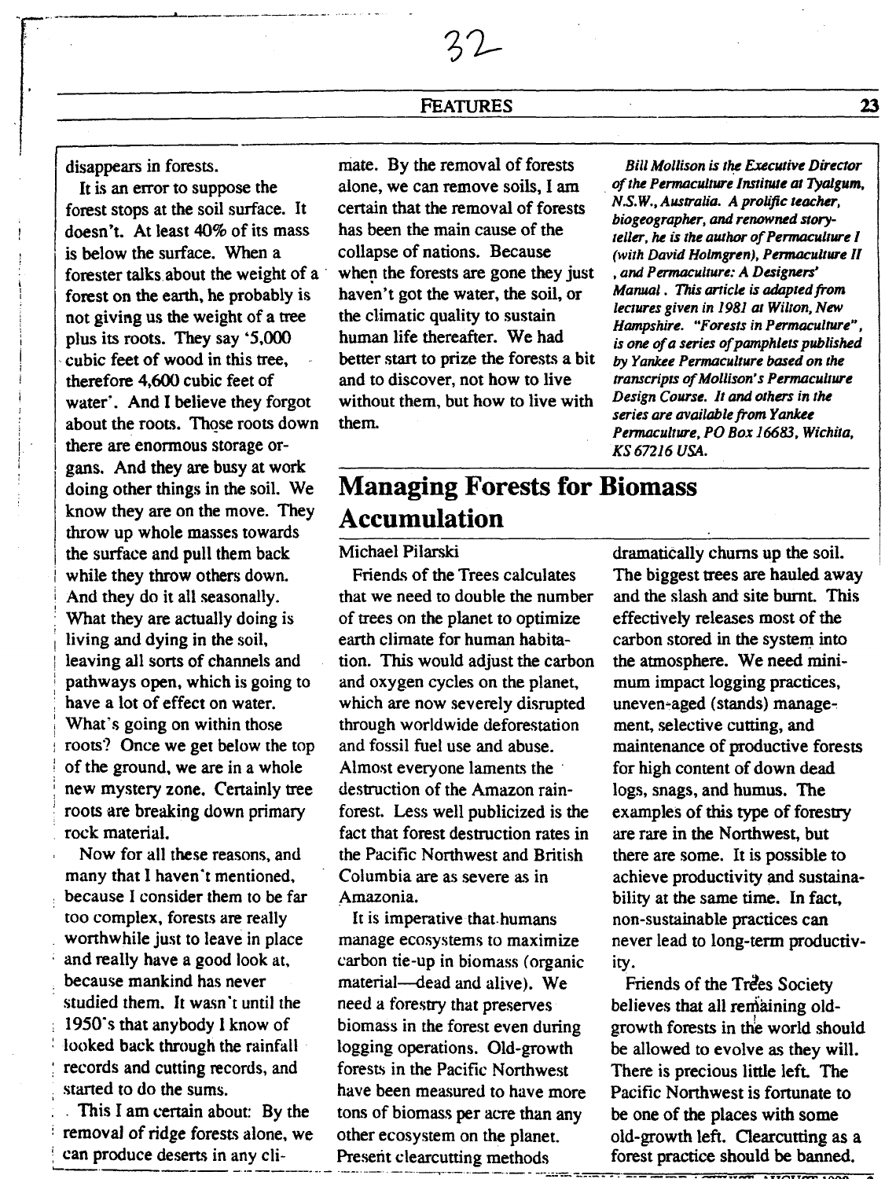disappears in forests.

It is an error to suppose the forest stops at the soil surface. It doesn't. At least 40% of its mass is below the surface. When a forester talks about the weight of a forest on the earth, he probably is not giving us the weight of a tree plus its roots. They say '5,000 cubic feet of wood in this tree, therefore 4,600 cubic feet of water'. And I believe they forgot about the roots. Those roots down there are enormous storage organs. And they are busy at work doing other things in the soil. We know they are on the move. They throw up whole masses towards the surface and pull them back while they throw others down. And they do it all seasonally. What they are actually doing is living and dying in the soil, leaving all sorts of channels and pathways open, which is going to have a lot of effect on water. What's going on within those roots? Once we get below the top of the ground, we are in a whole new mystery zone. Certainly tree roots are breaking down primary rock material.

Now for all these reasons, and many that I haven't mentioned, because I consider them to be far too complex, forests are really worthwhile just to leave in place and really have a good look at, because mankind has never studied them. It wasn't until the 1950's that anybody I know of looked back through the rainfall records and cutting records, and started to do the sums.

This I am certain about: By the removal of ridge forests alone, we can produce deserts in any climate. By the removal of forests alone, we can remove soils, I am certain that the removal of forests has been the main cause of the collapse of nations. Because when the forests are gone they just haven't got the water, the soil, or the climatic quality to sustain human life thereafter. We had better start to prize the forests a bit and to discover, not how to live without them, but how to live with them.

*Bill Mollison is the Executive Director of the Permaculture Institute at Tyalgum, N.S.W., Australia. A prolific teacher, biogeographer, and renowned story-teller, he is the author of Permaculture I (with David Holmgren), Permaculture II, and Permaculture: A Designers' Manual. This article is adapted from lectures given in 1981 at Wilton, New Hampshire. "Forests in Permaculture", is one of a series of pamphlets published by Yankee Permaculture based on the transcripts of Mollison's Permaculture Design Course. It and others in the series are available from Yankee Permaculture, PO Box 16683, Wichita, KS 67216 USA.*

## Managing Forests for Biomass Accumulation

Michael Pilarski

Friends of the Trees calculates that we need to double the number of trees on the planet to optimize earth climate for human habitation. This would adjust the carbon and oxygen cycles on the planet, which are now severely disrupted through worldwide deforestation and fossil fuel use and abuse. Almost everyone laments the destruction of the Amazon rainforest. Less well publicized is the fact that forest destruction rates in the Pacific Northwest and British Columbia are as severe as in Amazonia.

It is imperative that humans manage ecosystems to maximize carbon tie-up in biomass (organic material—dead and alive). We need a forestry that preserves biomass in the forest even during logging operations. Old-growth forests in the Pacific Northwest have been measured to have more tons of biomass per acre than any other ecosystem on the planet. Present clearcutting methods dramatically churns up the soil. The biggest trees are hauled away and the slash and site burnt. This effectively releases most of the carbon stored in the system into the atmosphere. We need minimum impact logging practices, uneven-aged (stands) management, selective cutting, and maintenance of productive forests for high content of down dead logs, snags, and humus. The examples of this type of forestry are rare in the Northwest, but there are some. It is possible to achieve productivity and sustainability at the same time. In fact, non-sustainable practices can never lead to long-term productivity.

Friends of the Trees Society believes that all remaining old-growth forests in the world should be allowed to evolve as they will. There is precious little left. The Pacific Northwest is fortunate to be one of the places with some old-growth left. Clearcutting as a forest practice should be banned.